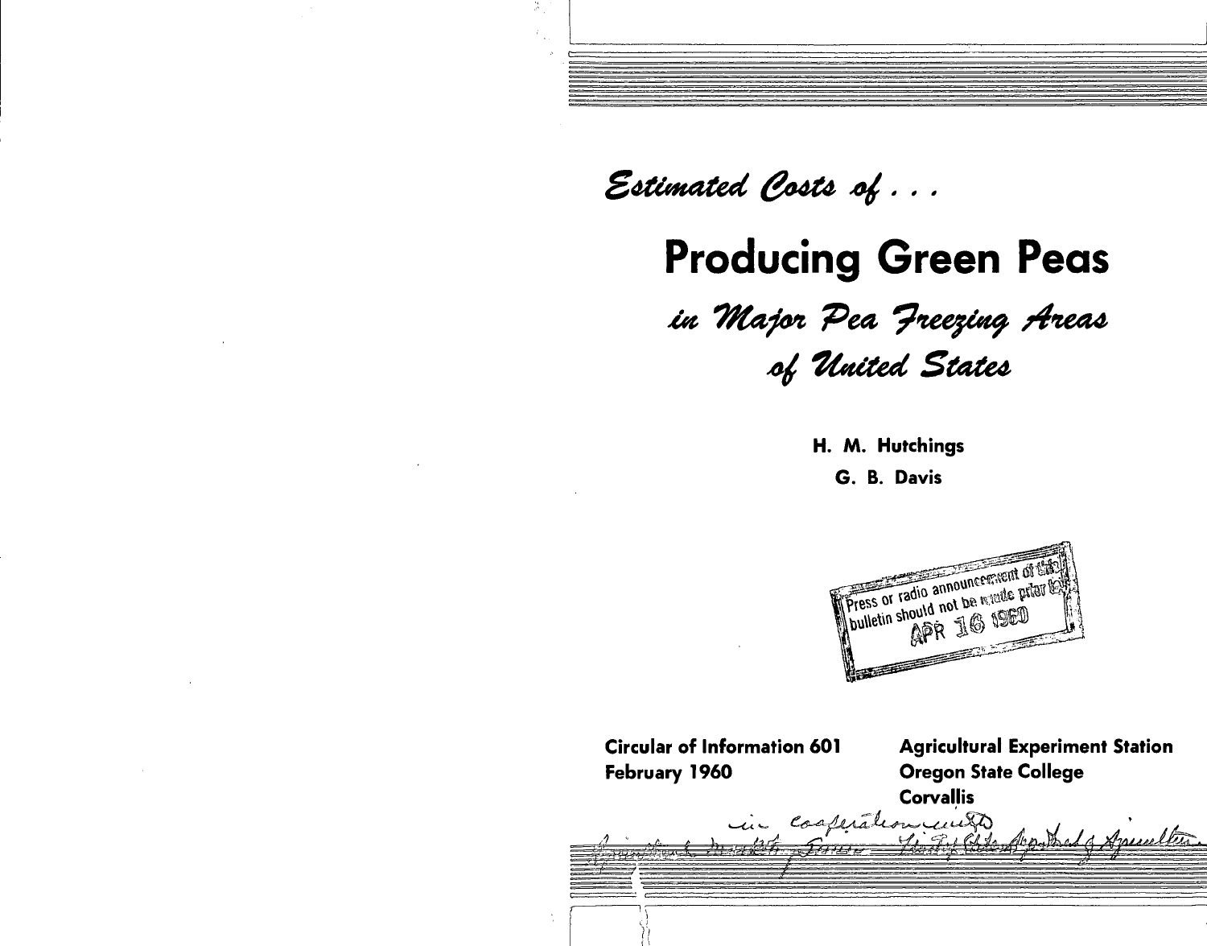*Estimated Costs of . . .*

# Producing Green Peas

## *in Major Pea Freezing Areas of United States*

**H. M. Hutchings**

**G. B. Davis**

Press or radio announcement of this bulletin should not be made prior to APR 16 1960

**Circular of Information 601**
**February 1960**

**Agricultural Experiment Station**
**Oregon State College**
**Corvallis**

in cooperation with Agricultural Marketing Service United States Department of Agriculture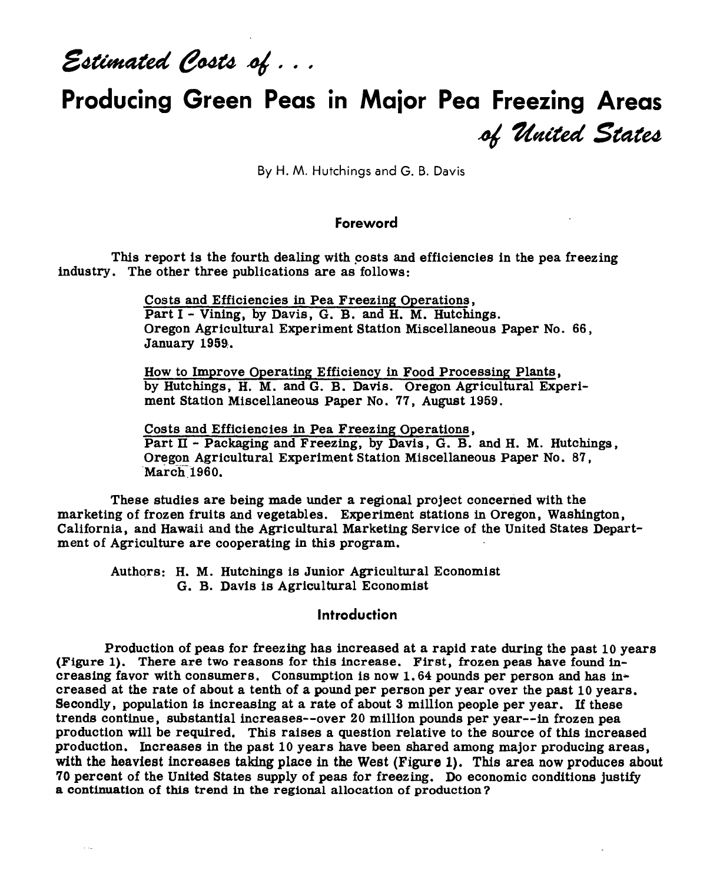# *Estimated Costs of . . .*

# Producing Green Peas in Major Pea Freezing Areas *of United States*

By H. M. Hutchings and G. B. Davis

## Foreword

This report is the fourth dealing with costs and efficiencies in the pea freezing industry. The other three publications are as follows:

> Costs and Efficiencies in Pea Freezing Operations, Part I - Vining, by Davis, G. B. and H. M. Hutchings. Oregon Agricultural Experiment Station Miscellaneous Paper No. 66, January 1959.
>
> How to Improve Operating Efficiency in Food Processing Plants, by Hutchings, H. M. and G. B. Davis. Oregon Agricultural Experiment Station Miscellaneous Paper No. 77, August 1959.
>
> Costs and Efficiencies in Pea Freezing Operations, Part II - Packaging and Freezing, by Davis, G. B. and H. M. Hutchings, Oregon Agricultural Experiment Station Miscellaneous Paper No. 87, March 1960.

These studies are being made under a regional project concerned with the marketing of frozen fruits and vegetables. Experiment stations in Oregon, Washington, California, and Hawaii and the Agricultural Marketing Service of the United States Department of Agriculture are cooperating in this program.

Authors: H. M. Hutchings is Junior Agricultural Economist
G. B. Davis is Agricultural Economist

## Introduction

Production of peas for freezing has increased at a rapid rate during the past 10 years (Figure 1). There are two reasons for this increase. First, frozen peas have found increasing favor with consumers. Consumption is now 1.64 pounds per person and has increased at the rate of about a tenth of a pound per person per year over the past 10 years. Secondly, population is increasing at a rate of about 3 million people per year. If these trends continue, substantial increases--over 20 million pounds per year--in frozen pea production will be required. This raises a question relative to the source of this increased production. Increases in the past 10 years have been shared among major producing areas, with the heaviest increases taking place in the West (Figure 1). This area now produces about 70 percent of the United States supply of peas for freezing. Do economic conditions justify a continuation of this trend in the regional allocation of production?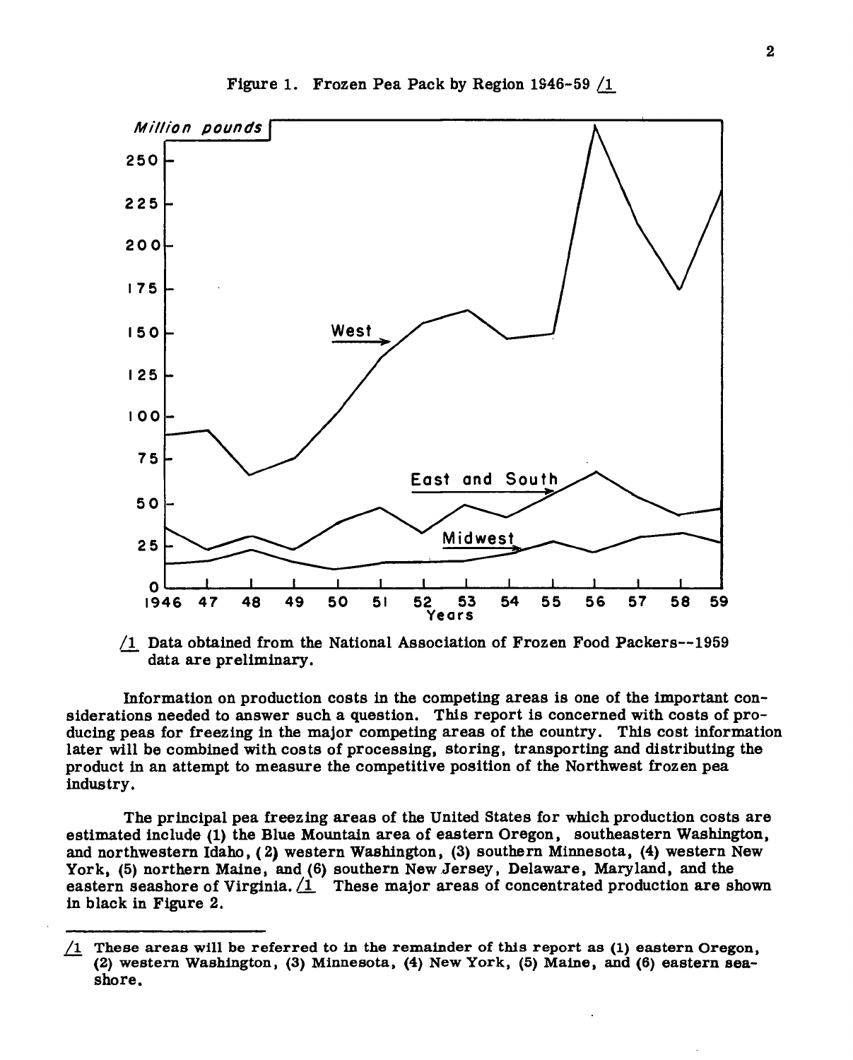Figure 1. Frozen Pea Pack by Region 1946-59 /1

/1 Data obtained from the National Association of Frozen Food Packers--1959 data are preliminary.

Information on production costs in the competing areas is one of the important considerations needed to answer such a question. This report is concerned with costs of producing peas for freezing in the major competing areas of the country. This cost information later will be combined with costs of processing, storing, transporting and distributing the product in an attempt to measure the competitive position of the Northwest frozen pea industry.

The principal pea freezing areas of the United States for which production costs are estimated include (1) the Blue Mountain area of eastern Oregon, southeastern Washington, and northwestern Idaho, (2) western Washington, (3) southern Minnesota, (4) western New York, (5) northern Maine, and (6) southern New Jersey, Delaware, Maryland, and the eastern seashore of Virginia. /1 These major areas of concentrated production are shown in black in Figure 2.

---

/1 These areas will be referred to in the remainder of this report as (1) eastern Oregon, (2) western Washington, (3) Minnesota, (4) New York, (5) Maine, and (6) eastern seashore.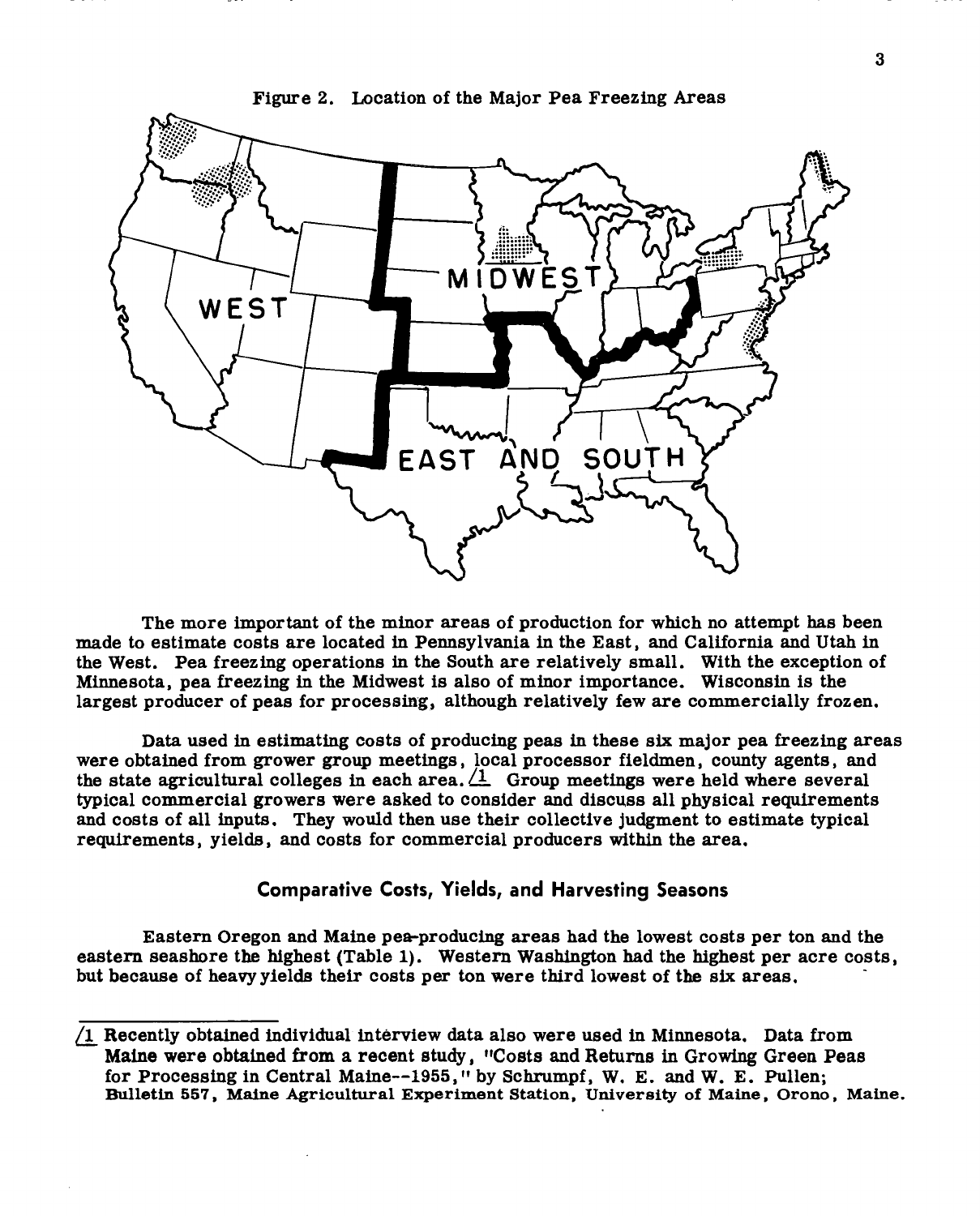Figure 2. Location of the Major Pea Freezing Areas

The more important of the minor areas of production for which no attempt has been made to estimate costs are located in Pennsylvania in the East, and California and Utah in the West. Pea freezing operations in the South are relatively small. With the exception of Minnesota, pea freezing in the Midwest is also of minor importance. Wisconsin is the largest producer of peas for processing, although relatively few are commercially frozen.

Data used in estimating costs of producing peas in these six major pea freezing areas were obtained from grower group meetings, local processor fieldmen, county agents, and the state agricultural colleges in each area. /1 Group meetings were held where several typical commercial growers were asked to consider and discuss all physical requirements and costs of all inputs. They would then use their collective judgment to estimate typical requirements, yields, and costs for commercial producers within the area.

## Comparative Costs, Yields, and Harvesting Seasons

Eastern Oregon and Maine pea-producing areas had the lowest costs per ton and the eastern seashore the highest (Table 1). Western Washington had the highest per acre costs, but because of heavy yields their costs per ton were third lowest of the six areas.

---

/1 Recently obtained individual interview data also were used in Minnesota. Data from Maine were obtained from a recent study, "Costs and Returns in Growing Green Peas for Processing in Central Maine--1955," by Schrumpf, W. E. and W. E. Pullen; Bulletin 557, Maine Agricultural Experiment Station, University of Maine, Orono, Maine.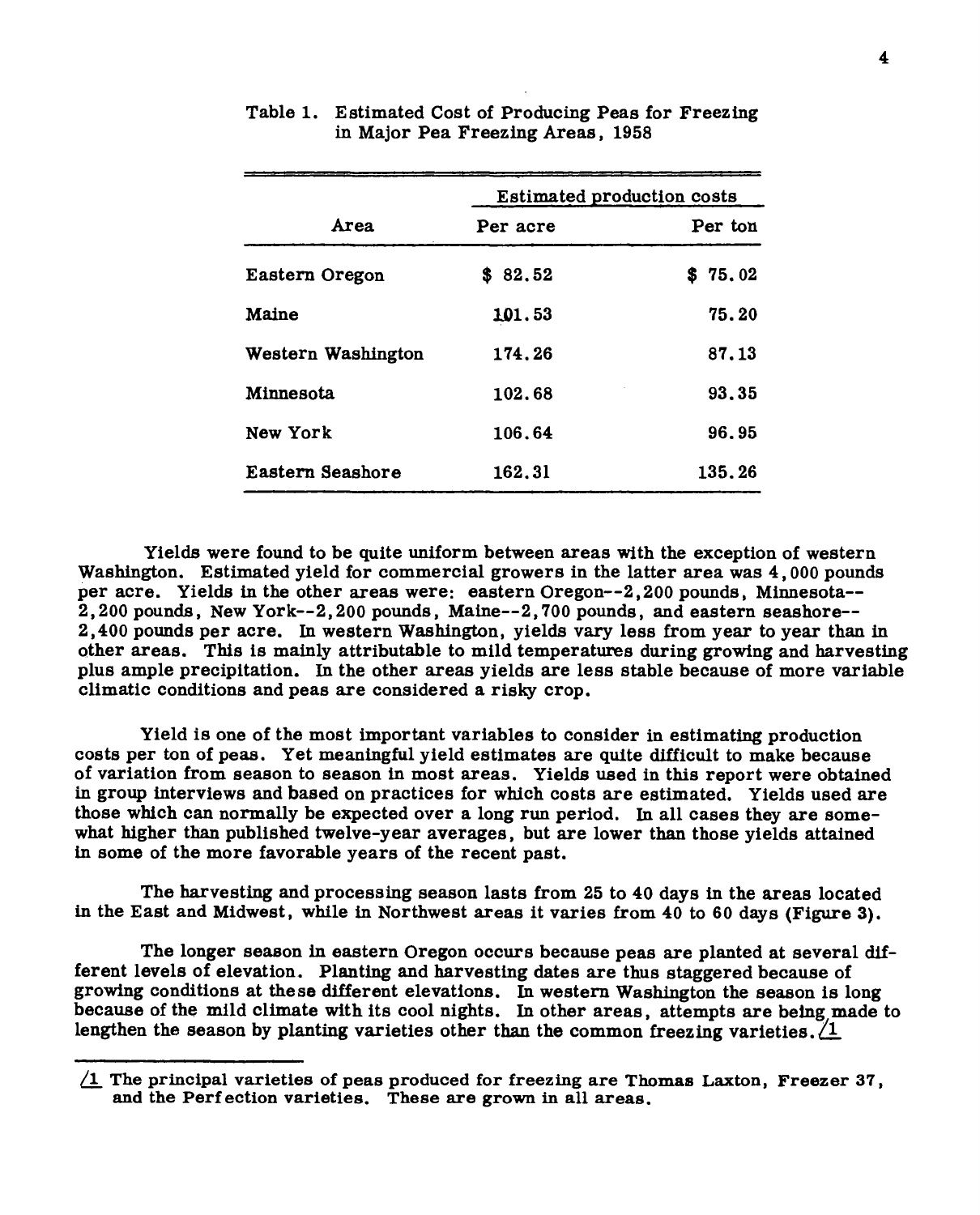Table 1. Estimated Cost of Producing Peas for Freezing in Major Pea Freezing Areas, 1958

| Area | Estimated production costs | |
|---|---|---|
| | Per acre | Per ton |
| Eastern Oregon | $ 82.52 | $ 75.02 |
| Maine | 101.53 | 75.20 |
| Western Washington | 174.26 | 87.13 |
| Minnesota | 102.68 | 93.35 |
| New York | 106.64 | 96.95 |
| Eastern Seashore | 162.31 | 135.26 |

Yields were found to be quite uniform between areas with the exception of western Washington. Estimated yield for commercial growers in the latter area was 4,000 pounds per acre. Yields in the other areas were: eastern Oregon--2,200 pounds, Minnesota--2,200 pounds, New York--2,200 pounds, Maine--2,700 pounds, and eastern seashore--2,400 pounds per acre. In western Washington, yields vary less from year to year than in other areas. This is mainly attributable to mild temperatures during growing and harvesting plus ample precipitation. In the other areas yields are less stable because of more variable climatic conditions and peas are considered a risky crop.

Yield is one of the most important variables to consider in estimating production costs per ton of peas. Yet meaningful yield estimates are quite difficult to make because of variation from season to season in most areas. Yields used in this report were obtained in group interviews and based on practices for which costs are estimated. Yields used are those which can normally be expected over a long run period. In all cases they are somewhat higher than published twelve-year averages, but are lower than those yields attained in some of the more favorable years of the recent past.

The harvesting and processing season lasts from 25 to 40 days in the areas located in the East and Midwest, while in Northwest areas it varies from 40 to 60 days (Figure 3).

The longer season in eastern Oregon occurs because peas are planted at several different levels of elevation. Planting and harvesting dates are thus staggered because of growing conditions at these different elevations. In western Washington the season is long because of the mild climate with its cool nights. In other areas, attempts are being made to lengthen the season by planting varieties other than the common freezing varieties. /1

/1 The principal varieties of peas produced for freezing are Thomas Laxton, Freezer 37, and the Perfection varieties. These are grown in all areas.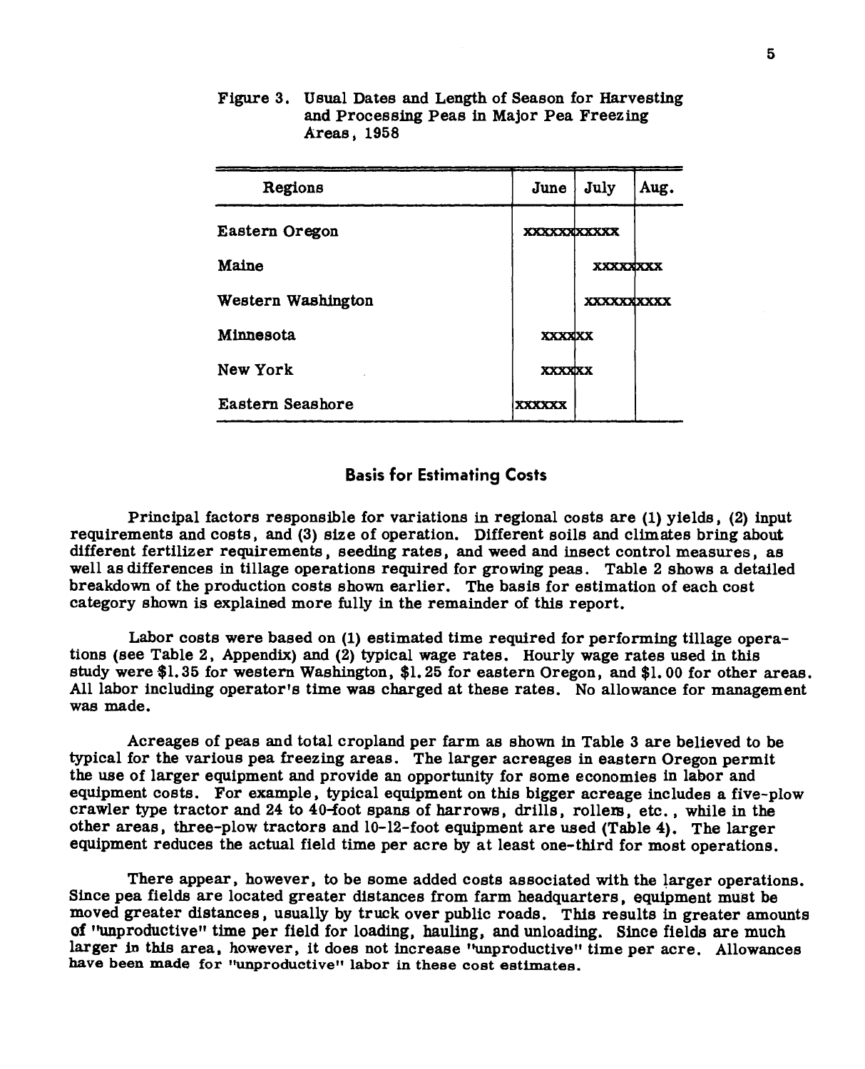Figure 3. Usual Dates and Length of Season for Harvesting and Processing Peas in Major Pea Freezing Areas, 1958

| Regions | June | July | Aug. |
|---|---|---|---|
| Eastern Oregon | xxxxx | xxxxx | |
| Maine | | xxxx | xxx |
| Western Washington | | xxxxx | xxxx |
| Minnesota | xxxx | xx | |
| New York | xxxx | xx | |
| Eastern Seashore | xxxxxx | | |

## Basis for Estimating Costs

Principal factors responsible for variations in regional costs are (1) yields, (2) input requirements and costs, and (3) size of operation. Different soils and climates bring about different fertilizer requirements, seeding rates, and weed and insect control measures, as well as differences in tillage operations required for growing peas. Table 2 shows a detailed breakdown of the production costs shown earlier. The basis for estimation of each cost category shown is explained more fully in the remainder of this report.

Labor costs were based on (1) estimated time required for performing tillage operations (see Table 2, Appendix) and (2) typical wage rates. Hourly wage rates used in this study were $1.35 for western Washington, $1.25 for eastern Oregon, and $1.00 for other areas. All labor including operator's time was charged at these rates. No allowance for management was made.

Acreages of peas and total cropland per farm as shown in Table 3 are believed to be typical for the various pea freezing areas. The larger acreages in eastern Oregon permit the use of larger equipment and provide an opportunity for some economies in labor and equipment costs. For example, typical equipment on this bigger acreage includes a five-plow crawler type tractor and 24 to 40-foot spans of harrows, drills, rollers, etc., while in the other areas, three-plow tractors and 10-12-foot equipment are used (Table 4). The larger equipment reduces the actual field time per acre by at least one-third for most operations.

There appear, however, to be some added costs associated with the larger operations. Since pea fields are located greater distances from farm headquarters, equipment must be moved greater distances, usually by truck over public roads. This results in greater amounts of "unproductive" time per field for loading, hauling, and unloading. Since fields are much larger in this area, however, it does not increase "unproductive" time per acre. Allowances have been made for "unproductive" labor in these cost estimates.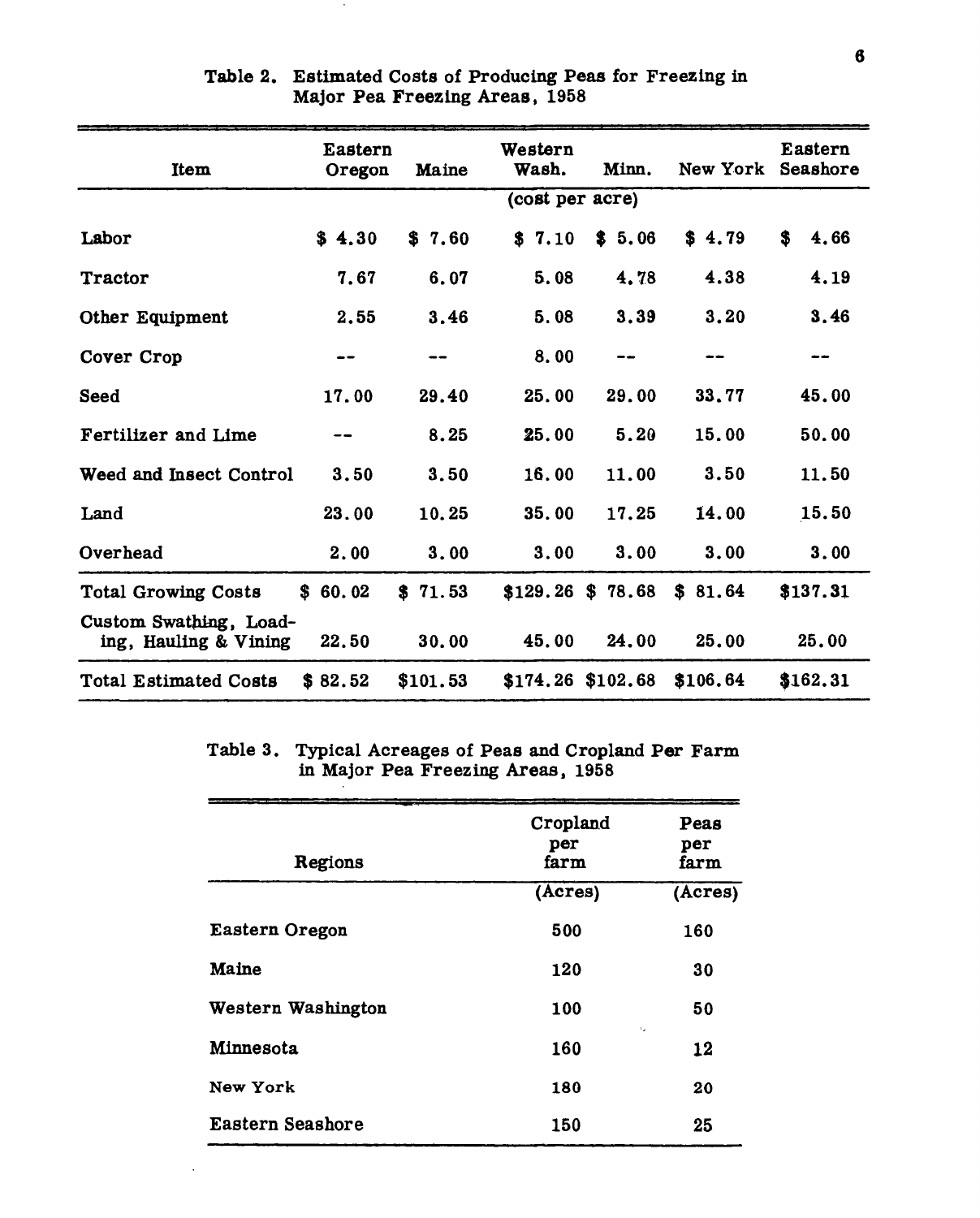Table 2. Estimated Costs of Producing Peas for Freezing in Major Pea Freezing Areas, 1958

| Item | Eastern Oregon | Maine | Western Wash. | Minn. | New York | Eastern Seashore |
|---|---|---|---|---|---|---|
| | | | (cost per acre) | | | |
| Labor | $ 4.30 | $ 7.60 | $ 7.10 | $ 5.06 | $ 4.79 | $ 4.66 |
| Tractor | 7.67 | 6.07 | 5.08 | 4.78 | 4.38 | 4.19 |
| Other Equipment | 2.55 | 3.46 | 5.08 | 3.39 | 3.20 | 3.46 |
| Cover Crop | -- | -- | 8.00 | -- | -- | -- |
| Seed | 17.00 | 29.40 | 25.00 | 29.00 | 33.77 | 45.00 |
| Fertilizer and Lime | -- | 8.25 | 25.00 | 5.20 | 15.00 | 50.00 |
| Weed and Insect Control | 3.50 | 3.50 | 16.00 | 11.00 | 3.50 | 11.50 |
| Land | 23.00 | 10.25 | 35.00 | 17.25 | 14.00 | 15.50 |
| Overhead | 2.00 | 3.00 | 3.00 | 3.00 | 3.00 | 3.00 |
| Total Growing Costs | $ 60.02 | $ 71.53 | $129.26 | $ 78.68 | $ 81.64 | $137.31 |
| Custom Swathing, Loading, Hauling & Vining | 22.50 | 30.00 | 45.00 | 24.00 | 25.00 | 25.00 |
| Total Estimated Costs | $ 82.52 | $101.53 | $174.26 | $102.68 | $106.64 | $162.31 |

Table 3. Typical Acreages of Peas and Cropland Per Farm in Major Pea Freezing Areas, 1958

| Regions | Cropland per farm | Peas per farm |
|---|---|---|
| | (Acres) | (Acres) |
| Eastern Oregon | 500 | 160 |
| Maine | 120 | 30 |
| Western Washington | 100 | 50 |
| Minnesota | 160 | 12 |
| New York | 180 | 20 |
| Eastern Seashore | 150 | 25 |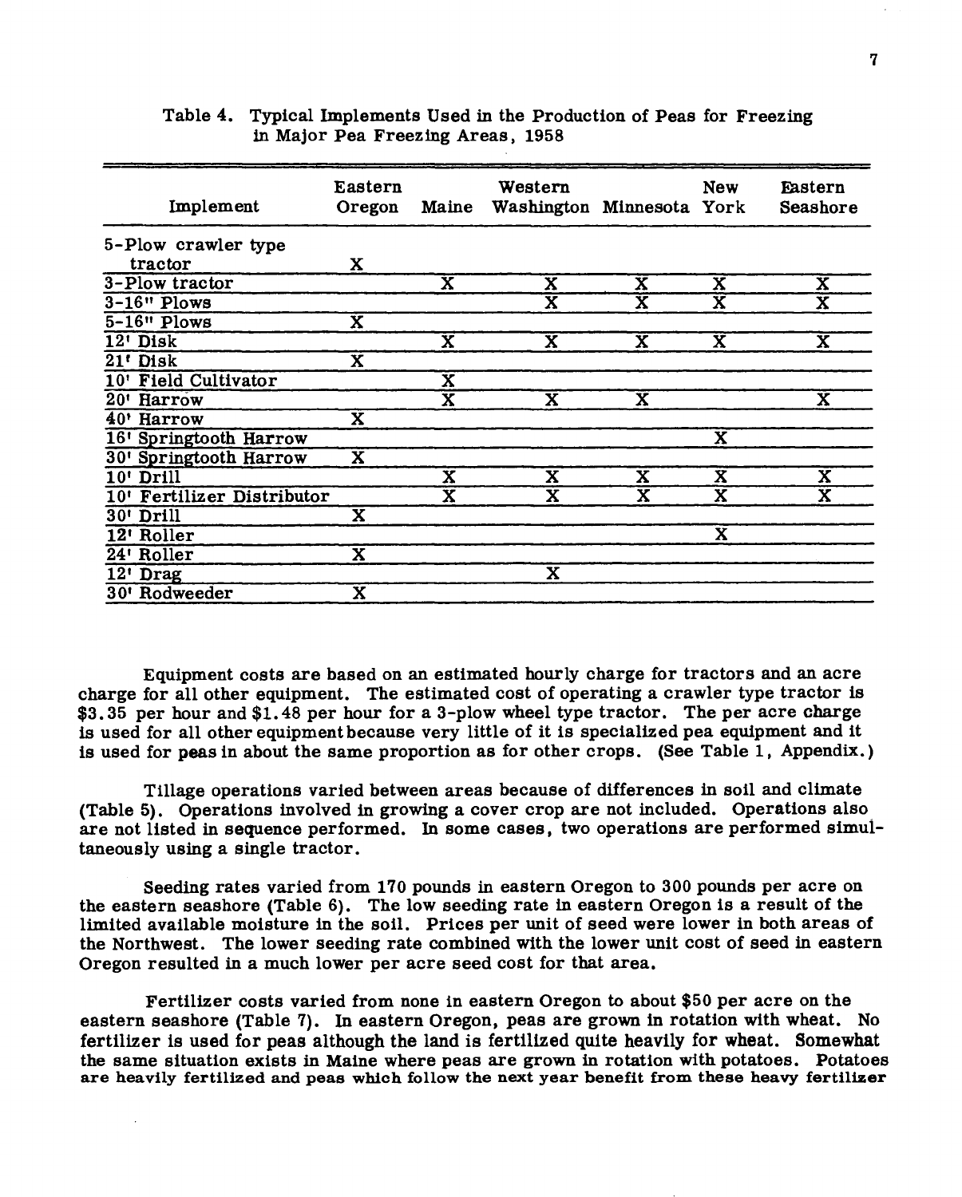Table 4. Typical Implements Used in the Production of Peas for Freezing in Major Pea Freezing Areas, 1958

| Implement | Eastern Oregon | Maine | Western Washington | Minnesota | New York | Eastern Seashore |
|---|---|---|---|---|---|---|
| 5-Plow crawler type tractor | X | | | | | |
| 3-Plow tractor | | X | X | X | X | X |
| 3-16" Plows | | | X | X | X | X |
| 5-16" Plows | X | | | | | |
| 12' Disk | | X | X | X | X | X |
| 21' Disk | X | | | | | |
| 10' Field Cultivator | | X | | | | |
| 20' Harrow | | X | X | X | | X |
| 40' Harrow | X | | | | | |
| 16' Springtooth Harrow | | | | | X | |
| 30' Springtooth Harrow | X | | | | | |
| 10' Drill | | X | X | X | X | X |
| 10' Fertilizer Distributor | | X | X | X | X | X |
| 30' Drill | X | | | | | |
| 12' Roller | | | | | X | |
| 24' Roller | X | | | | | |
| 12' Drag | | | X | | | |
| 30' Rodweeder | X | | | | | |

Equipment costs are based on an estimated hourly charge for tractors and an acre charge for all other equipment. The estimated cost of operating a crawler type tractor is $3.35 per hour and $1.48 per hour for a 3-plow wheel type tractor. The per acre charge is used for all other equipment because very little of it is specialized pea equipment and it is used for peas in about the same proportion as for other crops. (See Table 1, Appendix.)

Tillage operations varied between areas because of differences in soil and climate (Table 5). Operations involved in growing a cover crop are not included. Operations also are not listed in sequence performed. In some cases, two operations are performed simultaneously using a single tractor.

Seeding rates varied from 170 pounds in eastern Oregon to 300 pounds per acre on the eastern seashore (Table 6). The low seeding rate in eastern Oregon is a result of the limited available moisture in the soil. Prices per unit of seed were lower in both areas of the Northwest. The lower seeding rate combined with the lower unit cost of seed in eastern Oregon resulted in a much lower per acre seed cost for that area.

Fertilizer costs varied from none in eastern Oregon to about $50 per acre on the eastern seashore (Table 7). In eastern Oregon, peas are grown in rotation with wheat. No fertilizer is used for peas although the land is fertilized quite heavily for wheat. Somewhat the same situation exists in Maine where peas are grown in rotation with potatoes. Potatoes are heavily fertilized and peas which follow the next year benefit from these heavy fertilizer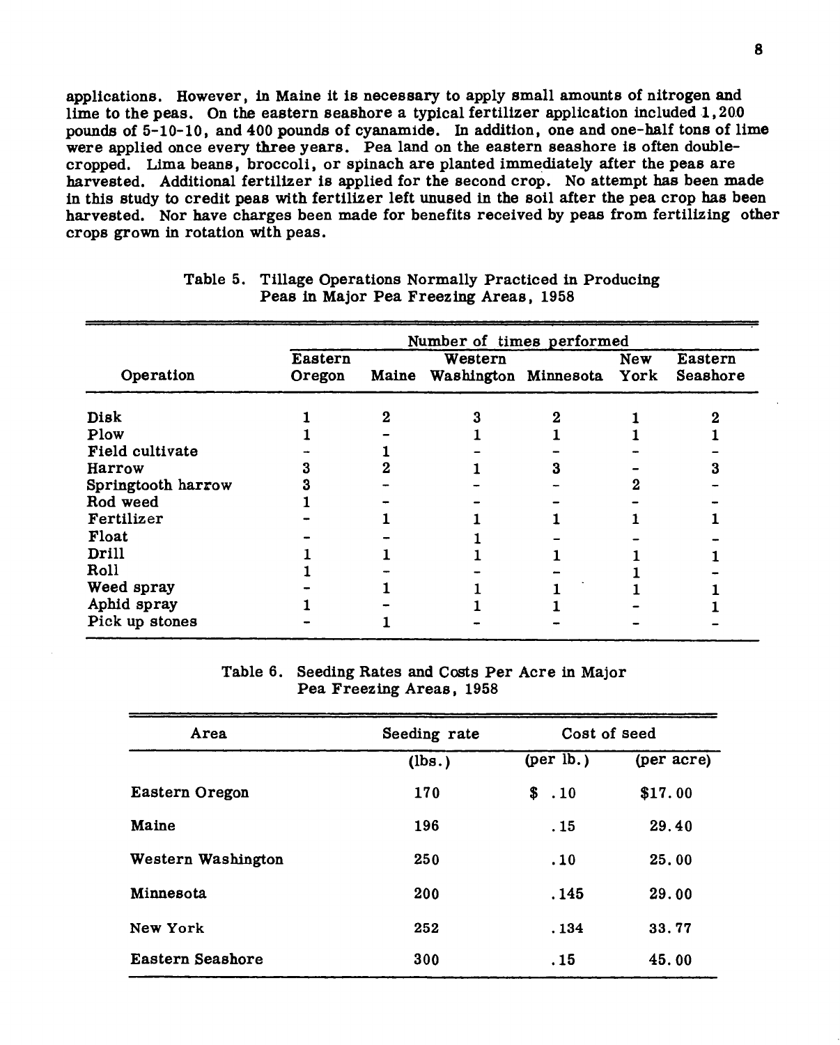applications. However, in Maine it is necessary to apply small amounts of nitrogen and lime to the peas. On the eastern seashore a typical fertilizer application included 1,200 pounds of 5-10-10, and 400 pounds of cyanamide. In addition, one and one-half tons of lime were applied once every three years. Pea land on the eastern seashore is often double-cropped. Lima beans, broccoli, or spinach are planted immediately after the peas are harvested. Additional fertilizer is applied for the second crop. No attempt has been made in this study to credit peas with fertilizer left unused in the soil after the pea crop has been harvested. Nor have charges been made for benefits received by peas from fertilizing other crops grown in rotation with peas.

Table 5. Tillage Operations Normally Practiced in Producing Peas in Major Pea Freezing Areas, 1958

| Operation | Number of times performed | | | | | |
|---|---|---|---|---|---|---|
| | Eastern Oregon | Maine | Western Washington | Minnesota | New York | Eastern Seashore |
| Disk | 1 | 2 | 3 | 2 | 1 | 2 |
| Plow | 1 | - | 1 | 1 | 1 | 1 |
| Field cultivate | - | 1 | - | - | - | - |
| Harrow | 3 | 2 | 1 | 3 | - | 3 |
| Springtooth harrow | 3 | - | - | - | 2 | - |
| Rod weed | 1 | - | - | - | - | - |
| Fertilizer | - | 1 | 1 | 1 | 1 | 1 |
| Float | - | - | 1 | - | - | - |
| Drill | 1 | 1 | 1 | 1 | 1 | 1 |
| Roll | 1 | - | - | - | 1 | - |
| Weed spray | - | 1 | 1 | 1 | 1 | 1 |
| Aphid spray | 1 | - | 1 | 1 | - | 1 |
| Pick up stones | - | 1 | - | - | - | - |

Table 6. Seeding Rates and Costs Per Acre in Major Pea Freezing Areas, 1958

| Area | Seeding rate | Cost of seed | |
|---|---|---|---|
| | (lbs.) | (per lb.) | (per acre) |
| Eastern Oregon | 170 | $ .10 | $17.00 |
| Maine | 196 | .15 | 29.40 |
| Western Washington | 250 | .10 | 25.00 |
| Minnesota | 200 | .145 | 29.00 |
| New York | 252 | .134 | 33.77 |
| Eastern Seashore | 300 | .15 | 45.00 |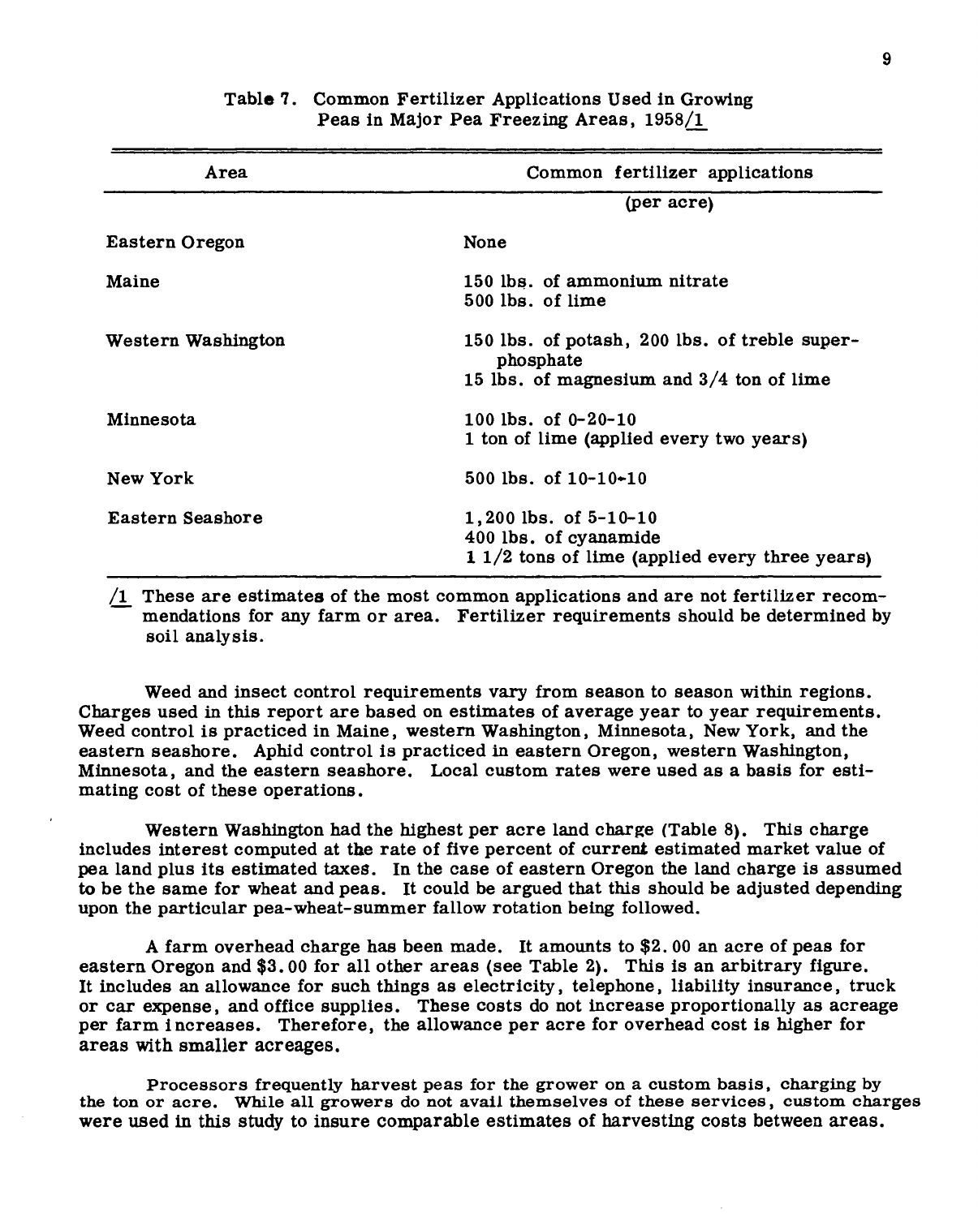Table 7. Common Fertilizer Applications Used in Growing Peas in Major Pea Freezing Areas, 1958/1

| Area | Common fertilizer applications |
|---|---|
| | (per acre) |
| Eastern Oregon | None |
| Maine | 150 lbs. of ammonium nitrate<br>500 lbs. of lime |
| Western Washington | 150 lbs. of potash, 200 lbs. of treble superphosphate<br>15 lbs. of magnesium and 3/4 ton of lime |
| Minnesota | 100 lbs. of 0-20-10<br>1 ton of lime (applied every two years) |
| New York | 500 lbs. of 10-10-10 |
| Eastern Seashore | 1,200 lbs. of 5-10-10<br>400 lbs. of cyanamide<br>1 1/2 tons of lime (applied every three years) |

/1 These are estimates of the most common applications and are not fertilizer recommendations for any farm or area. Fertilizer requirements should be determined by soil analysis.

Weed and insect control requirements vary from season to season within regions. Charges used in this report are based on estimates of average year to year requirements. Weed control is practiced in Maine, western Washington, Minnesota, New York, and the eastern seashore. Aphid control is practiced in eastern Oregon, western Washington, Minnesota, and the eastern seashore. Local custom rates were used as a basis for estimating cost of these operations.

Western Washington had the highest per acre land charge (Table 8). This charge includes interest computed at the rate of five percent of current estimated market value of pea land plus its estimated taxes. In the case of eastern Oregon the land charge is assumed to be the same for wheat and peas. It could be argued that this should be adjusted depending upon the particular pea-wheat-summer fallow rotation being followed.

A farm overhead charge has been made. It amounts to $2.00 an acre of peas for eastern Oregon and $3.00 for all other areas (see Table 2). This is an arbitrary figure. It includes an allowance for such things as electricity, telephone, liability insurance, truck or car expense, and office supplies. These costs do not increase proportionally as acreage per farm increases. Therefore, the allowance per acre for overhead cost is higher for areas with smaller acreages.

Processors frequently harvest peas for the grower on a custom basis, charging by the ton or acre. While all growers do not avail themselves of these services, custom charges were used in this study to insure comparable estimates of harvesting costs between areas.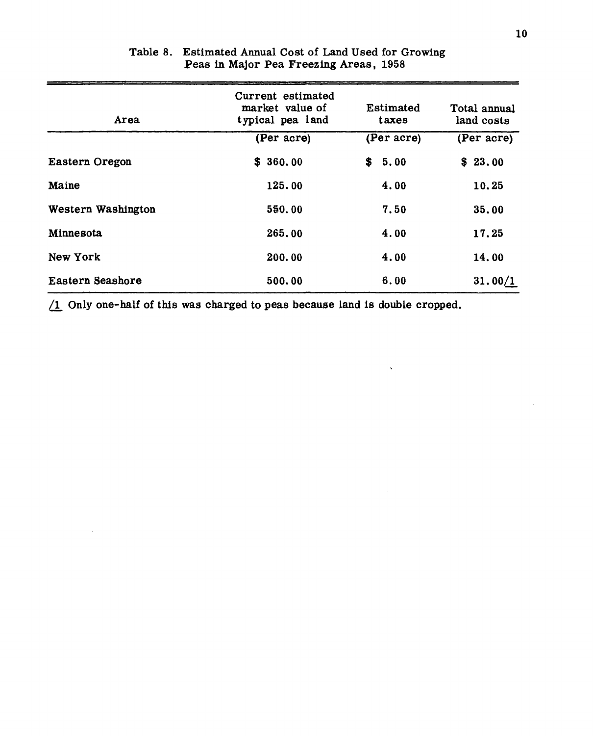Table 8. Estimated Annual Cost of Land Used for Growing Peas in Major Pea Freezing Areas, 1958

| Area | Current estimated market value of typical pea land | Estimated taxes | Total annual land costs |
|---|---|---|---|
| | (Per acre) | (Per acre) | (Per acre) |
| Eastern Oregon | $ 360.00 | $ 5.00 | $ 23.00 |
| Maine | 125.00 | 4.00 | 10.25 |
| Western Washington | 550.00 | 7.50 | 35.00 |
| Minnesota | 265.00 | 4.00 | 17.25 |
| New York | 200.00 | 4.00 | 14.00 |
| Eastern Seashore | 500.00 | 6.00 | 31.00/1 |

/1 Only one-half of this was charged to peas because land is double cropped.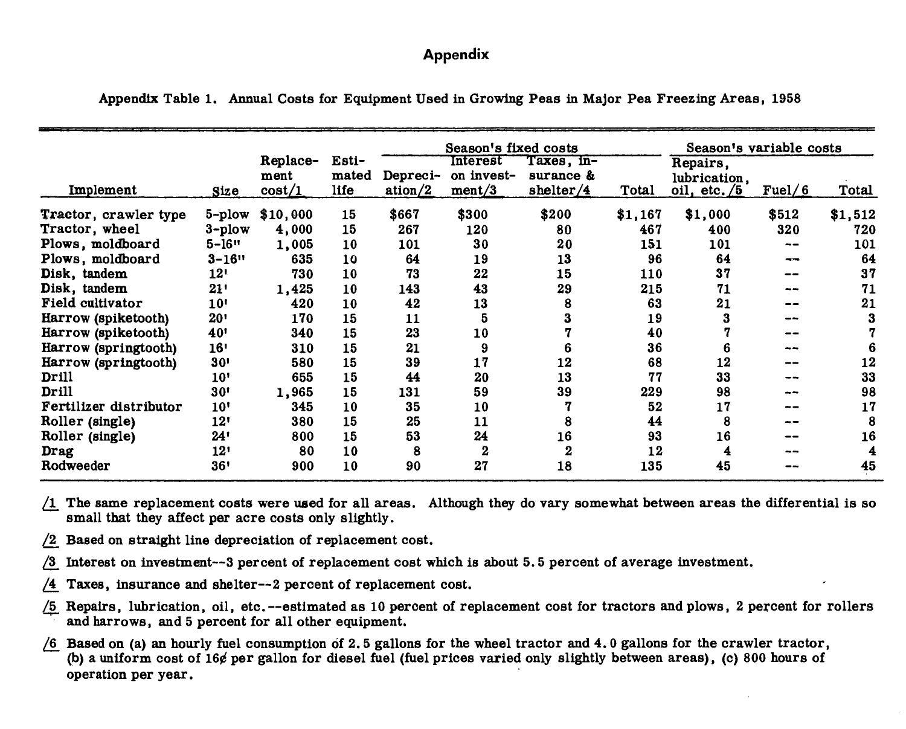# Appendix

Appendix Table 1. Annual Costs for Equipment Used in Growing Peas in Major Pea Freezing Areas, 1958

| Implement | Size | Replacement cost/1 | Estimated life | Season's fixed costs | | | | Season's variable costs | | |
|---|---|---|---|---|---|---|---|---|---|---|
| | | | | Depreciation/2 | Interest on investment/3 | Taxes, insurance & shelter/4 | Total | Repairs, lubrication, oil, etc./5 | Fuel/6 | Total |
| Tractor, crawler type | 5-plow | $10,000 | 15 | $667 | $300 | $200 | $1,167 | $1,000 | $512 | $1,512 |
| Tractor, wheel | 3-plow | 4,000 | 15 | 267 | 120 | 80 | 467 | 400 | 320 | 720 |
| Plows, moldboard | 5-16" | 1,005 | 10 | 101 | 30 | 20 | 151 | 101 | -- | 101 |
| Plows, moldboard | 3-16" | 635 | 10 | 64 | 19 | 13 | 96 | 64 | -- | 64 |
| Disk, tandem | 12' | 730 | 10 | 73 | 22 | 15 | 110 | 37 | -- | 37 |
| Disk, tandem | 21' | 1,425 | 10 | 143 | 43 | 29 | 215 | 71 | -- | 71 |
| Field cultivator | 10' | 420 | 10 | 42 | 13 | 8 | 63 | 21 | -- | 21 |
| Harrow (spiketooth) | 20' | 170 | 15 | 11 | 5 | 3 | 19 | 3 | -- | 3 |
| Harrow (spiketooth) | 40' | 340 | 15 | 23 | 10 | 7 | 40 | 7 | -- | 7 |
| Harrow (springtooth) | 16' | 310 | 15 | 21 | 9 | 6 | 36 | 6 | -- | 6 |
| Harrow (springtooth) | 30' | 580 | 15 | 39 | 17 | 12 | 68 | 12 | -- | 12 |
| Drill | 10' | 655 | 15 | 44 | 20 | 13 | 77 | 33 | -- | 33 |
| Drill | 30' | 1,965 | 15 | 131 | 59 | 39 | 229 | 98 | -- | 98 |
| Fertilizer distributor | 10' | 345 | 10 | 35 | 10 | 7 | 52 | 17 | -- | 17 |
| Roller (single) | 12' | 380 | 15 | 25 | 11 | 8 | 44 | 8 | -- | 8 |
| Roller (single) | 24' | 800 | 15 | 53 | 24 | 16 | 93 | 16 | -- | 16 |
| Drag | 12' | 80 | 10 | 8 | 2 | 2 | 12 | 4 | -- | 4 |
| Rodweeder | 36' | 900 | 10 | 90 | 27 | 18 | 135 | 45 | -- | 45 |

/1 The same replacement costs were used for all areas. Although they do vary somewhat between areas the differential is so small that they affect per acre costs only slightly.

/2 Based on straight line depreciation of replacement cost.

/3 Interest on investment--3 percent of replacement cost which is about 5.5 percent of average investment.

/4 Taxes, insurance and shelter--2 percent of replacement cost.

/5 Repairs, lubrication, oil, etc.--estimated as 10 percent of replacement cost for tractors and plows, 2 percent for rollers and harrows, and 5 percent for all other equipment.

/6 Based on (a) an hourly fuel consumption of 2.5 gallons for the wheel tractor and 4.0 gallons for the crawler tractor, (b) a uniform cost of 16¢ per gallon for diesel fuel (fuel prices varied only slightly between areas), (c) 800 hours of operation per year.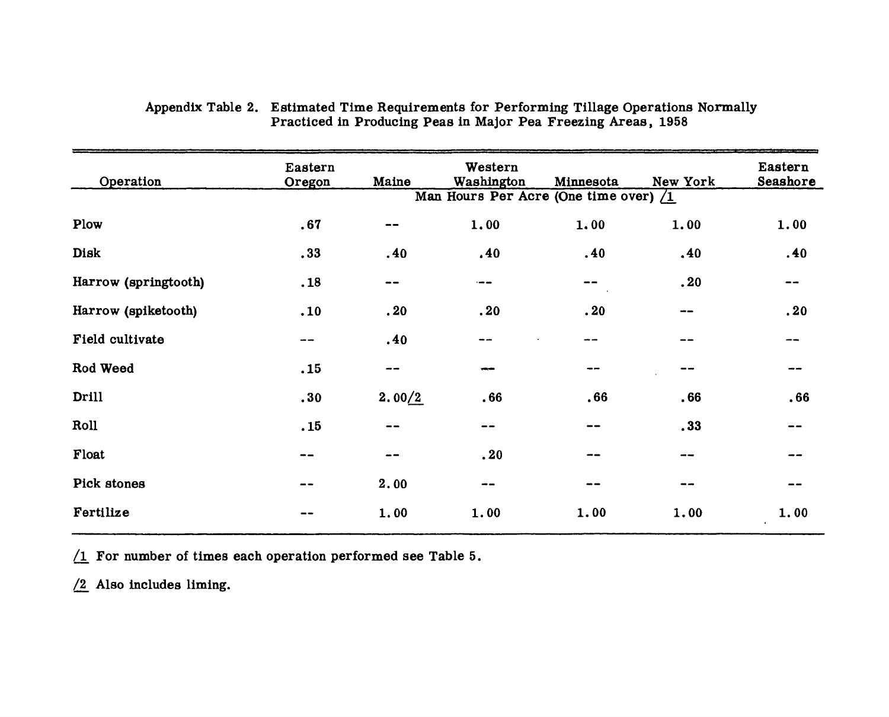Appendix Table 2. Estimated Time Requirements for Performing Tillage Operations Normally Practiced in Producing Peas in Major Pea Freezing Areas, 1958

| Operation | Eastern Oregon | Maine | Western Washington | Minnesota | New York | Eastern Seashore |
|---|---|---|---|---|---|---|
| | Man Hours Per Acre (One time over) /1 | | | | | |
| Plow | .67 | -- | 1.00 | 1.00 | 1.00 | 1.00 |
| Disk | .33 | .40 | .40 | .40 | .40 | .40 |
| Harrow (springtooth) | .18 | -- | -- | -- | .20 | -- |
| Harrow (spiketooth) | .10 | .20 | .20 | .20 | -- | .20 |
| Field cultivate | -- | .40 | -- | -- | -- | -- |
| Rod Weed | .15 | -- | -- | -- | -- | -- |
| Drill | .30 | 2.00/2 | .66 | .66 | .66 | .66 |
| Roll | .15 | -- | -- | -- | .33 | -- |
| Float | -- | -- | .20 | -- | -- | -- |
| Pick stones | -- | 2.00 | -- | -- | -- | -- |
| Fertilize | -- | 1.00 | 1.00 | 1.00 | 1.00 | 1.00 |

/1 For number of times each operation performed see Table 5.

/2 Also includes liming.